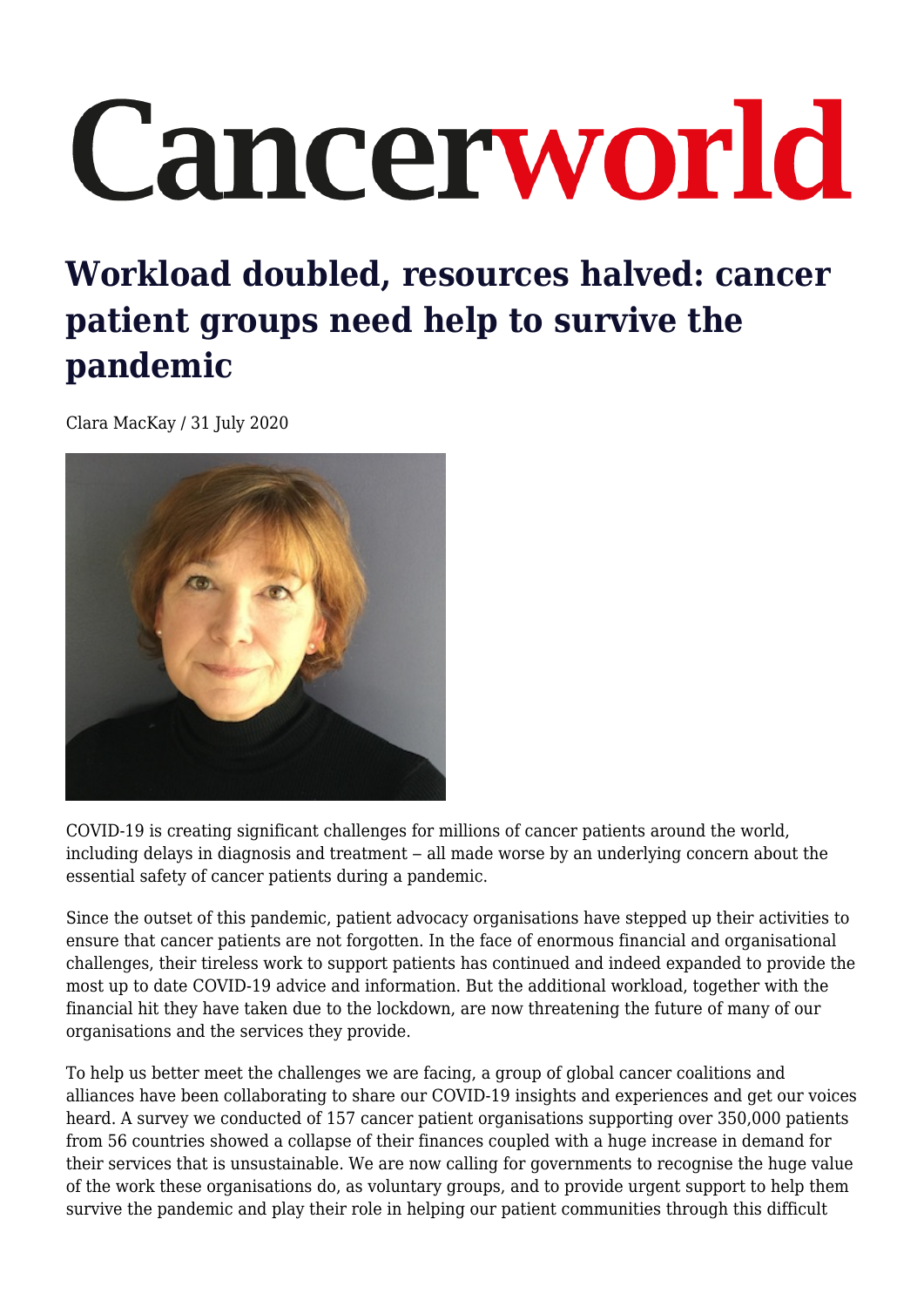# Cancerworld

## Workload doubled, resources halved: cancer patient groups need help to survive the pandemic

Clara MacKay / 31 July 2020

COVID-19 is creating significant challenges for millions of cancer patients around the world, including delays in diagnosis and treatment – all made worse by an underlying concern about the essential safety of cancer patients during a pandemic.

Since the outset of this pandemic, patient advocacy organisations have stepped up their activities to ensure that cancer patients are not forgotten. In the face of enormous financial and organisational challenges, their tireless work to support patients has continued and indeed expanded to provide the most up to date COVID-19 advice and information. But the additional workload, together with the financial hit they have taken due to the lockdown, are now threatening the future of many of our organisations and the services they provide.

To help us better meet the challenges we are facing, a group of global cancer coalitions and alliances have been collaborating to share our COVID-19 insights and experiences and get our voices heard. A survey we conducted of 157 cancer patient organisations supporting over 350,000 patients from 56 countries showed a collapse of their finances coupled with a huge increase in demand for their services that is unsustainable. We are now calling for governments to recognise the huge value of the work these organisations do, as voluntary groups, and to provide urgent support to help them survive the pandemic and play their role in helping our patient communities through this difficult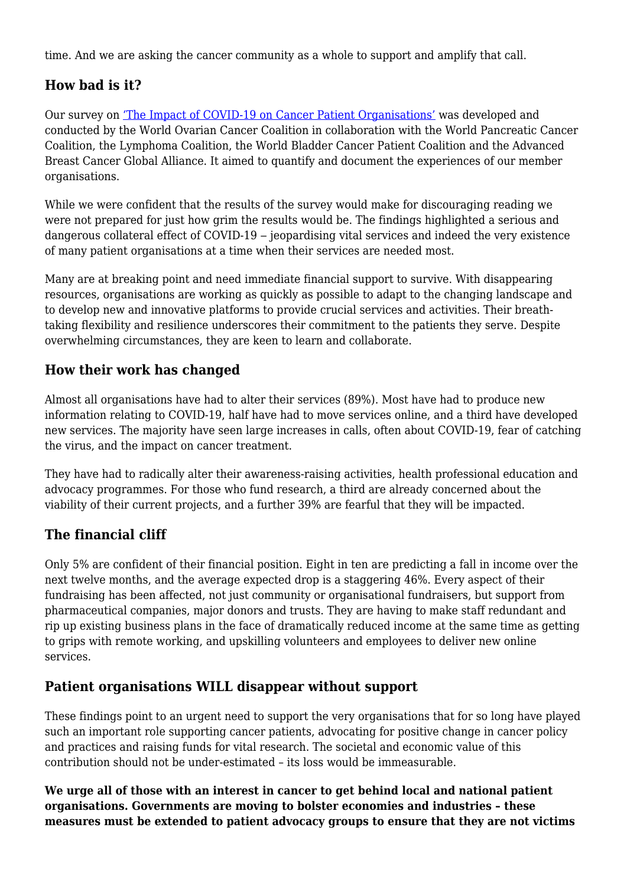time. And we are asking the cancer community as a whole to support and amplify that call.

### How bad is it?

Our survey on [‘The Impact of COVID-19 on Cancer Patient Organisations’](#) was developed and conducted by the World Ovarian Cancer Coalition in collaboration with the World Pancreatic Cancer Coalition, the Lymphoma Coalition, the World Bladder Cancer Patient Coalition and the Advanced Breast Cancer Global Alliance. It aimed to quantify and document the experiences of our member organisations.

While we were confident that the results of the survey would make for discouraging reading we were not prepared for just how grim the results would be. The findings highlighted a serious and dangerous collateral effect of COVID-19 – jeopardising vital services and indeed the very existence of many patient organisations at a time when their services are needed most.

Many are at breaking point and need immediate financial support to survive. With disappearing resources, organisations are working as quickly as possible to adapt to the changing landscape and to develop new and innovative platforms to provide crucial services and activities. Their breath-taking flexibility and resilience underscores their commitment to the patients they serve. Despite overwhelming circumstances, they are keen to learn and collaborate.

### How their work has changed

Almost all organisations have had to alter their services (89%). Most have had to produce new information relating to COVID-19, half have had to move services online, and a third have developed new services. The majority have seen large increases in calls, often about COVID-19, fear of catching the virus, and the impact on cancer treatment.

They have had to radically alter their awareness-raising activities, health professional education and advocacy programmes. For those who fund research, a third are already concerned about the viability of their current projects, and a further 39% are fearful that they will be impacted.

### The financial cliff

Only 5% are confident of their financial position. Eight in ten are predicting a fall in income over the next twelve months, and the average expected drop is a staggering 46%. Every aspect of their fundraising has been affected, not just community or organisational fundraisers, but support from pharmaceutical companies, major donors and trusts. They are having to make staff redundant and rip up existing business plans in the face of dramatically reduced income at the same time as getting to grips with remote working, and upskilling volunteers and employees to deliver new online services.

### Patient organisations WILL disappear without support

These findings point to an urgent need to support the very organisations that for so long have played such an important role supporting cancer patients, advocating for positive change in cancer policy and practices and raising funds for vital research. The societal and economic value of this contribution should not be under-estimated – its loss would be immeasurable.

**We urge all of those with an interest in cancer to get behind local and national patient organisations. Governments are moving to bolster economies and industries – these measures must be extended to patient advocacy groups to ensure that they are not victims**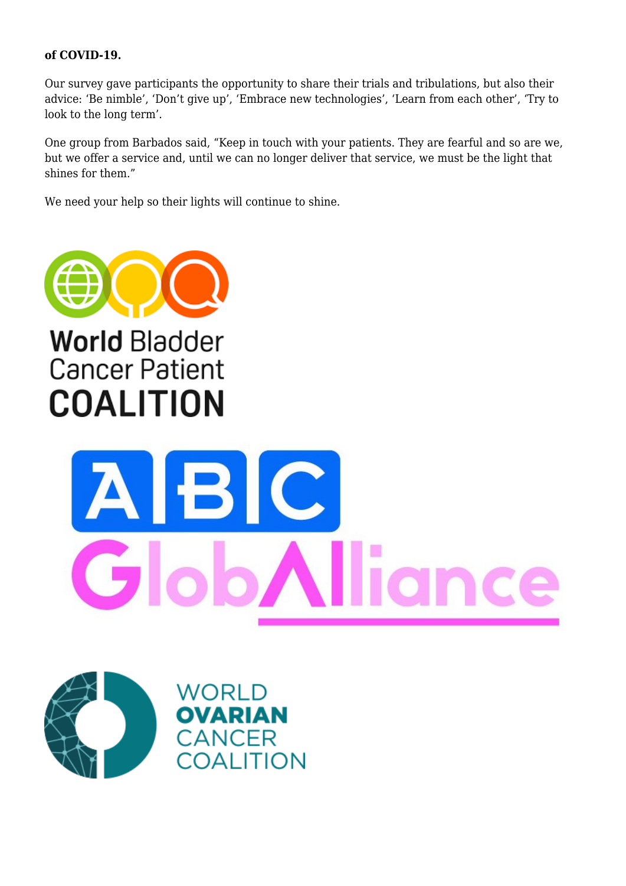**of COVID-19.**

Our survey gave participants the opportunity to share their trials and tribulations, but also their advice: 'Be nimble', 'Don't give up', 'Embrace new technologies', 'Learn from each other', 'Try to look to the long term'.

One group from Barbados said, "Keep in touch with your patients. They are fearful and so are we, but we offer a service and, until we can no longer deliver that service, we must be the light that shines for them."

We need your help so their lights will continue to shine.

World Bladder Cancer Patient COALITION

ABC GlobAlliance

WORLD OVARIAN CANCER COALITION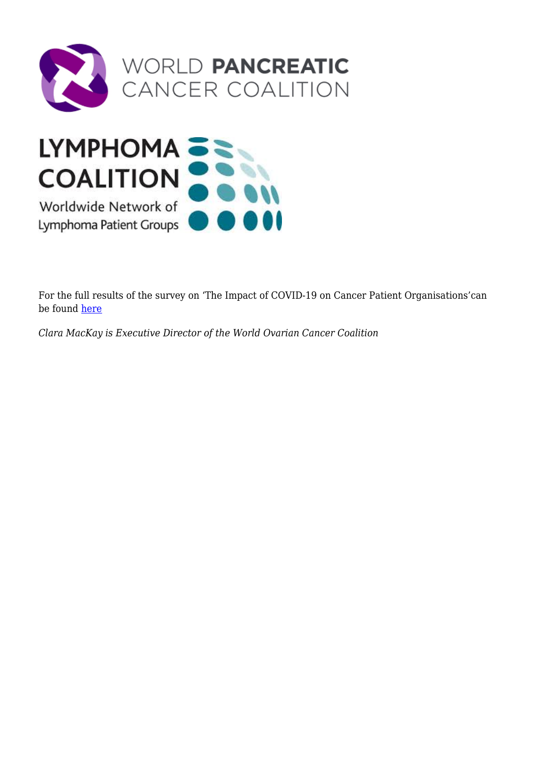For the full results of the survey on 'The Impact of COVID-19 on Cancer Patient Organisations'can be found here

*Clara MacKay is Executive Director of the World Ovarian Cancer Coalition*